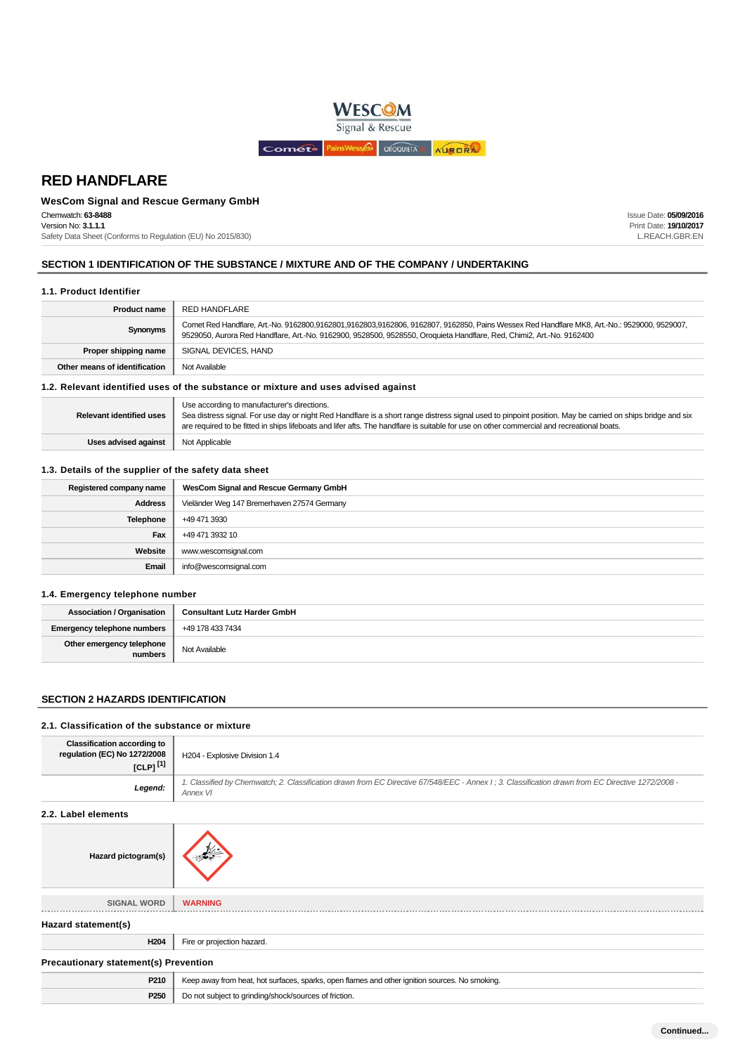# RED HANDFLARE

## WesCom Signal and Rescue Germany GmbH

Chemwatch: **63-8488**
Version No: **3.1.1.1**
Safety Data Sheet (Conforms to Regulation (EU) No 2015/830)

Issue Date: **05/09/2016**
Print Date: **19/10/2017**
L.REACH.GBR.EN

## SECTION 1 IDENTIFICATION OF THE SUBSTANCE / MIXTURE AND OF THE COMPANY / UNDERTAKING

### 1.1. Product Identifier

| | |
|---|---|
| **Product name** | RED HANDFLARE |
| **Synonyms** | Comet Red Handflare, Art.-No. 9162800,9162801,9162803,9162806, 9162807, 9162850, Pains Wessex Red Handflare MK8, Art.-No.: 9529000, 9529007, 9529050, Aurora Red Handflare, Art.-No. 9162900, 9528500, 9528550, Oroquieta Handflare, Red, Chimi2, Art.-No. 9162400 |
| **Proper shipping name** | SIGNAL DEVICES, HAND |
| **Other means of identification** | Not Available |

### 1.2. Relevant identified uses of the substance or mixture and uses advised against

| | |
|---|---|
| **Relevant identified uses** | Use according to manufacturer's directions.<br>Sea distress signal. For use day or night Red Handflare is a short range distress signal used to pinpoint position. May be carried on ships bridge and six are required to be fitted in ships lifeboats and lifer afts. The handflare is suitable for use on other commercial and recreational boats. |
| **Uses advised against** | Not Applicable |

### 1.3. Details of the supplier of the safety data sheet

| | |
|---|---|
| **Registered company name** | **WesCom Signal and Rescue Germany GmbH** |
| **Address** | Vieländer Weg 147 Bremerhaven 27574 Germany |
| **Telephone** | +49 471 3930 |
| **Fax** | +49 471 3932 10 |
| **Website** | www.wescomsignal.com |
| **Email** | info@wescomsignal.com |

### 1.4. Emergency telephone number

| | |
|---|---|
| **Association / Organisation** | **Consultant Lutz Harder GmbH** |
| **Emergency telephone numbers** | +49 178 433 7434 |
| **Other emergency telephone numbers** | Not Available |

## SECTION 2 HAZARDS IDENTIFICATION

### 2.1. Classification of the substance or mixture

| | |
|---|---|
| **Classification according to regulation (EC) No 1272/2008 [CLP] [1]** | H204 - Explosive Division 1.4 |
| ***Legend:*** | *1. Classified by Chemwatch; 2. Classification drawn from EC Directive 67/548/EEC - Annex I ; 3. Classification drawn from EC Directive 1272/2008 - Annex VI* |

### 2.2. Label elements

| | |
|---|---|
| **Hazard pictogram(s)** | |
| **SIGNAL WORD** | **WARNING** |

#### Hazard statement(s)

| | |
|---|---|
| **H204** | Fire or projection hazard. |

#### Precautionary statement(s) Prevention

| | |
|---|---|
| **P210** | Keep away from heat, hot surfaces, sparks, open flames and other ignition sources. No smoking. |
| **P250** | Do not subject to grinding/shock/sources of friction. |

**Continued...**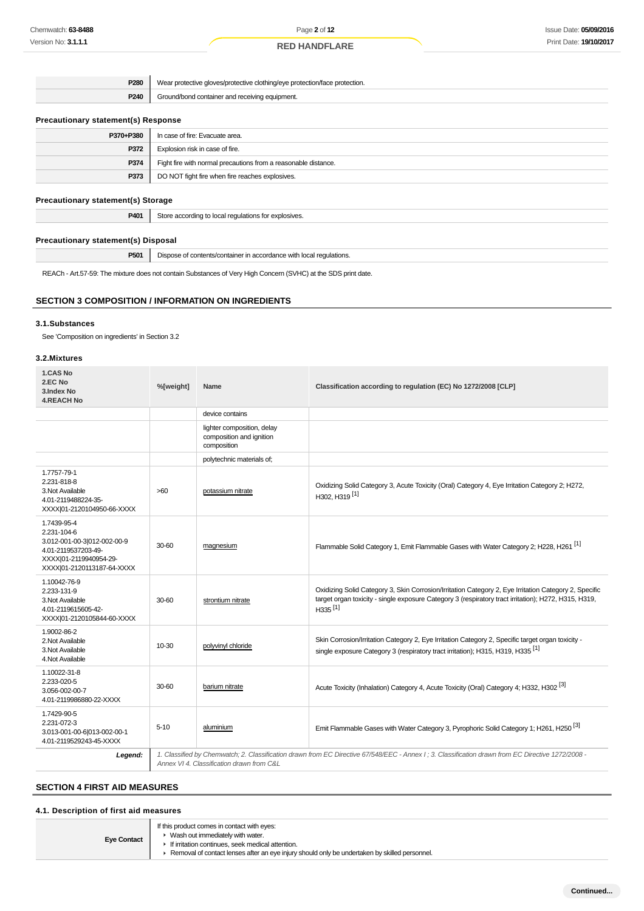| | |
|---|---|
| **P280** | Wear protective gloves/protective clothing/eye protection/face protection. |
| **P240** | Ground/bond container and receiving equipment. |

### Precautionary statement(s) Response

| | |
|---|---|
| **P370+P380** | In case of fire: Evacuate area. |
| **P372** | Explosion risk in case of fire. |
| **P374** | Fight fire with normal precautions from a reasonable distance. |
| **P373** | DO NOT fight fire when fire reaches explosives. |

### Precautionary statement(s) Storage

| | |
|---|---|
| **P401** | Store according to local regulations for explosives. |

### Precautionary statement(s) Disposal

| | |
|---|---|
| **P501** | Dispose of contents/container in accordance with local regulations. |

REACh - Art.57-59: The mixture does not contain Substances of Very High Concern (SVHC) at the SDS print date.

## SECTION 3 COMPOSITION / INFORMATION ON INGREDIENTS

### 3.1.Substances

See 'Composition on ingredients' in Section 3.2

### 3.2.Mixtures

| 1.CAS No<br>2.EC No<br>3.Index No<br>4.REACH No | %[weight] | Name | Classification according to regulation (EC) No 1272/2008 [CLP] |
|---|---|---|---|
| | | device contains | |
| | | lighter composition, delay composition and ignition composition | |
| | | polytechnic materials of; | |
| 1.7757-79-1<br>2.231-818-8<br>3.Not Available<br>4.01-2119488224-35-XXXX\|01-2120104950-66-XXXX | >60 | potassium nitrate | Oxidizing Solid Category 3, Acute Toxicity (Oral) Category 4, Eye Irritation Category 2; H272, H302, H319 [1] |
| 1.7439-95-4<br>2.231-104-6<br>3.012-001-00-3\|012-002-00-9<br>4.01-2119537203-49-XXXX\|01-2119940954-29-XXXX\|01-2120113187-64-XXXX | 30-60 | magnesium | Flammable Solid Category 1, Emit Flammable Gases with Water Category 2; H228, H261 [1] |
| 1.10042-76-9<br>2.233-131-9<br>3.Not Available<br>4.01-2119615605-42-XXXX\|01-2120105844-60-XXXX | 30-60 | strontium nitrate | Oxidizing Solid Category 3, Skin Corrosion/Irritation Category 2, Eye Irritation Category 2, Specific target organ toxicity - single exposure Category 3 (respiratory tract irritation); H272, H315, H319, H335 [1] |
| 1.9002-86-2<br>2.Not Available<br>3.Not Available<br>4.Not Available | 10-30 | polyvinyl chloride | Skin Corrosion/Irritation Category 2, Eye Irritation Category 2, Specific target organ toxicity - single exposure Category 3 (respiratory tract irritation); H315, H319, H335 [1] |
| 1.10022-31-8<br>2.233-020-5<br>3.056-002-00-7<br>4.01-2119986880-22-XXXX | 30-60 | barium nitrate | Acute Toxicity (Inhalation) Category 4, Acute Toxicity (Oral) Category 4; H332, H302 [3] |
| 1.7429-90-5<br>2.231-072-3<br>3.013-001-00-6\|013-002-00-1<br>4.01-2119529243-45-XXXX | 5-10 | aluminium | Emit Flammable Gases with Water Category 3, Pyrophoric Solid Category 1; H261, H250 [3] |
| ***Legend:*** | *1. Classified by Chemwatch; 2. Classification drawn from EC Directive 67/548/EEC - Annex I ; 3. Classification drawn from EC Directive 1272/2008 - Annex VI 4. Classification drawn from C&L* | | |

## SECTION 4 FIRST AID MEASURES

### 4.1. Description of first aid measures

| | |
|---|---|
| **Eye Contact** | If this product comes in contact with eyes:<br>▸ Wash out immediately with water.<br>▸ If irritation continues, seek medical attention.<br>▸ Removal of contact lenses after an eye injury should only be undertaken by skilled personnel. |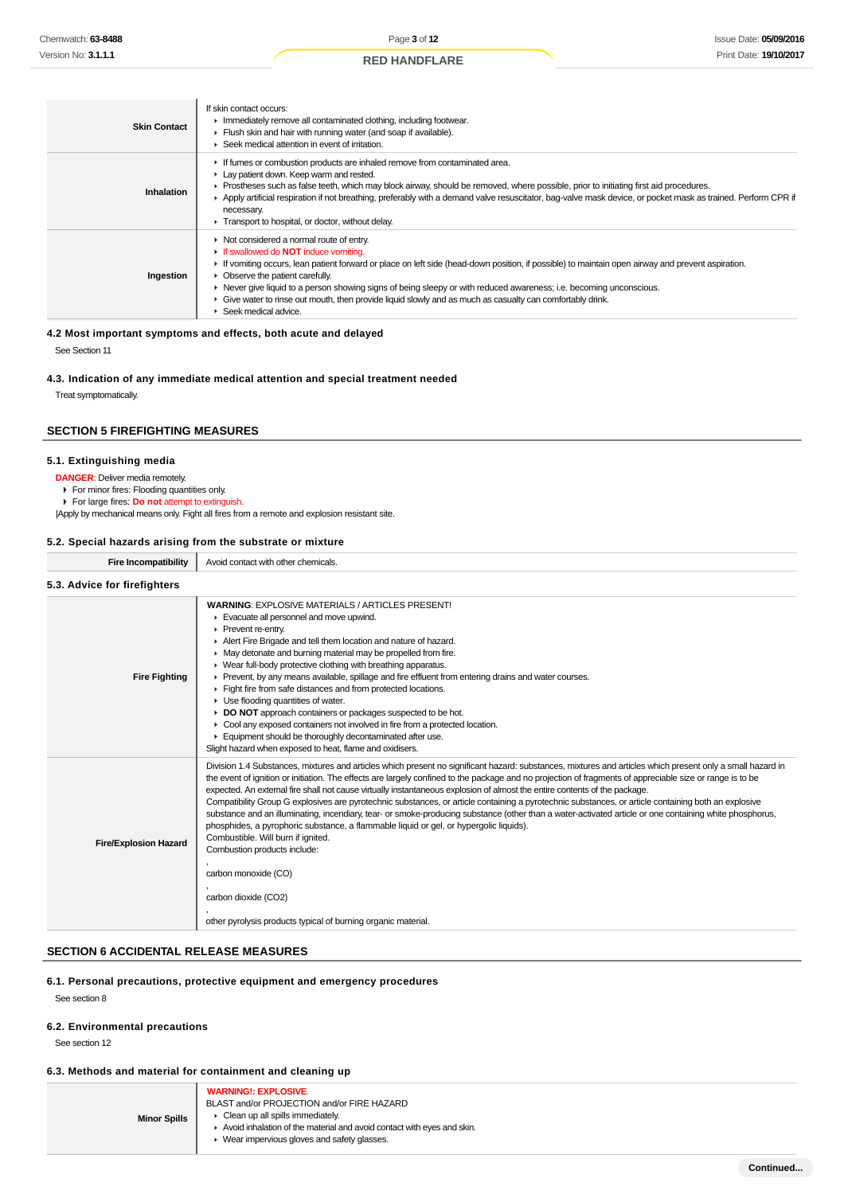| | |
|---|---|
| **Skin Contact** | If skin contact occurs:<br>▸ Immediately remove all contaminated clothing, including footwear.<br>▸ Flush skin and hair with running water (and soap if available).<br>▸ Seek medical attention in event of irritation. |
| **Inhalation** | ▸ If fumes or combustion products are inhaled remove from contaminated area.<br>▸ Lay patient down. Keep warm and rested.<br>▸ Prostheses such as false teeth, which may block airway, should be removed, where possible, prior to initiating first aid procedures.<br>▸ Apply artificial respiration if not breathing, preferably with a demand valve resuscitator, bag-valve mask device, or pocket mask as trained. Perform CPR if necessary.<br>▸ Transport to hospital, or doctor, without delay. |
| **Ingestion** | ▸ Not considered a normal route of entry.<br>▸ If swallowed do **NOT** induce vomiting.<br>▸ If vomiting occurs, lean patient forward or place on left side (head-down position, if possible) to maintain open airway and prevent aspiration.<br>▸ Observe the patient carefully.<br>▸ Never give liquid to a person showing signs of being sleepy or with reduced awareness; i.e. becoming unconscious.<br>▸ Give water to rinse out mouth, then provide liquid slowly and as much as casualty can comfortably drink.<br>▸ Seek medical advice. |

### 4.2 Most important symptoms and effects, both acute and delayed

See Section 11

### 4.3. Indication of any immediate medical attention and special treatment needed

Treat symptomatically.

## SECTION 5 FIREFIGHTING MEASURES

### 5.1. Extinguishing media

**DANGER**: Deliver media remotely.
- For minor fires: Flooding quantities only.
- For large fires: **Do not** attempt to extinguish.

|Apply by mechanical means only. Fight all fires from a remote and explosion resistant site.

### 5.2. Special hazards arising from the substrate or mixture

| | |
|---|---|
| **Fire Incompatibility** | Avoid contact with other chemicals. |

### 5.3. Advice for firefighters

| | |
|---|---|
| **Fire Fighting** | **WARNING**: EXPLOSIVE MATERIALS / ARTICLES PRESENT!<br>▸ Evacuate all personnel and move upwind.<br>▸ Prevent re-entry.<br>▸ Alert Fire Brigade and tell them location and nature of hazard.<br>▸ May detonate and burning material may be propelled from fire.<br>▸ Wear full-body protective clothing with breathing apparatus.<br>▸ Prevent, by any means available, spillage and fire effluent from entering drains and water courses.<br>▸ Fight fire from safe distances and from protected locations.<br>▸ Use flooding quantities of water.<br>▸ **DO NOT** approach containers or packages suspected to be hot.<br>▸ Cool any exposed containers not involved in fire from a protected location.<br>▸ Equipment should be thoroughly decontaminated after use.<br>Slight hazard when exposed to heat, flame and oxidisers. |
| **Fire/Explosion Hazard** | Division 1.4 Substances, mixtures and articles which present no significant hazard: substances, mixtures and articles which present only a small hazard in the event of ignition or initiation. The effects are largely confined to the package and no projection of fragments of appreciable size or range is to be expected. An external fire shall not cause virtually instantaneous explosion of almost the entire contents of the package.<br>Compatibility Group G explosives are pyrotechnic substances, or article containing a pyrotechnic substances, or article containing both an explosive substance and an illuminating, incendiary, tear- or smoke-producing substance (other than a water-activated article or one containing white phosphorus, phosphides, a pyrophoric substance, a flammable liquid or gel, or hypergolic liquids).<br>Combustible. Will burn if ignited.<br>Combustion products include:<br>,<br>carbon monoxide (CO)<br>,<br>carbon dioxide (CO2)<br>,<br>other pyrolysis products typical of burning organic material. |

## SECTION 6 ACCIDENTAL RELEASE MEASURES

### 6.1. Personal precautions, protective equipment and emergency procedures

See section 8

### 6.2. Environmental precautions

See section 12

### 6.3. Methods and material for containment and cleaning up

| | |
|---|---|
| **Minor Spills** | **WARNING!: EXPLOSIVE.**<br>BLAST and/or PROJECTION and/or FIRE HAZARD<br>▸ Clean up all spills immediately.<br>▸ Avoid inhalation of the material and avoid contact with eyes and skin.<br>▸ Wear impervious gloves and safety glasses. |

Continued...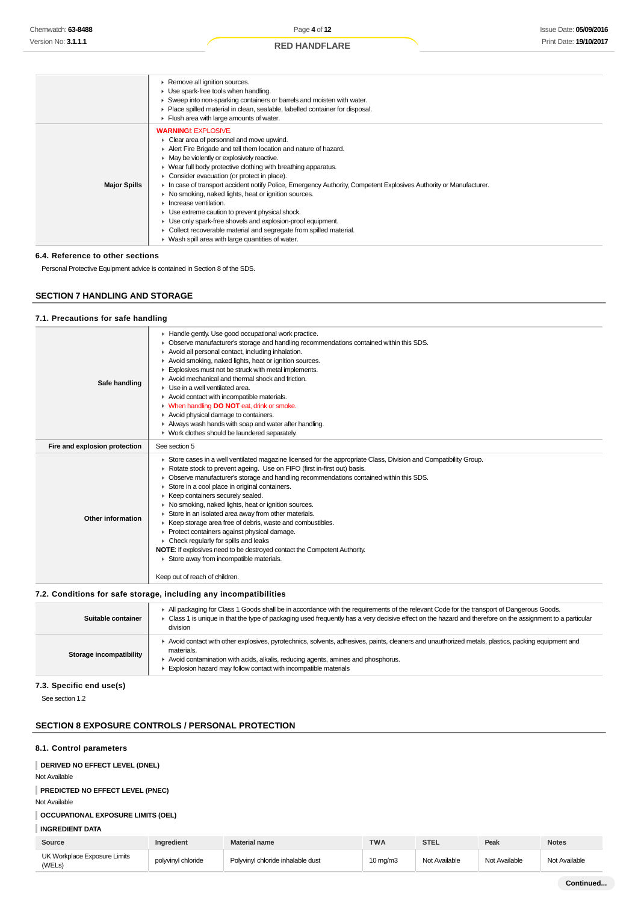| | |
|---|---|
| | • Remove all ignition sources.<br>• Use spark-free tools when handling.<br>• Sweep into non-sparking containers or barrels and moisten with water.<br>• Place spilled material in clean, sealable, labelled container for disposal.<br>• Flush area with large amounts of water. |
| **Major Spills** | **WARNING!**: EXPLOSIVE.<br>• Clear area of personnel and move upwind.<br>• Alert Fire Brigade and tell them location and nature of hazard.<br>• May be violently or explosively reactive.<br>• Wear full body protective clothing with breathing apparatus.<br>• Consider evacuation (or protect in place).<br>• In case of transport accident notify Police, Emergency Authority, Competent Explosives Authority or Manufacturer.<br>• No smoking, naked lights, heat or ignition sources.<br>• Increase ventilation.<br>• Use extreme caution to prevent physical shock.<br>• Use only spark-free shovels and explosion-proof equipment.<br>• Collect recoverable material and segregate from spilled material.<br>• Wash spill area with large quantities of water. |

### 6.4. Reference to other sections

Personal Protective Equipment advice is contained in Section 8 of the SDS.

## SECTION 7 HANDLING AND STORAGE

### 7.1. Precautions for safe handling

| | |
|---|---|
| **Safe handling** | • Handle gently. Use good occupational work practice.<br>• Observe manufacturer's storage and handling recommendations contained within this SDS.<br>• Avoid all personal contact, including inhalation.<br>• Avoid smoking, naked lights, heat or ignition sources.<br>• Explosives must not be struck with metal implements.<br>• Avoid mechanical and thermal shock and friction.<br>• Use in a well ventilated area.<br>• Avoid contact with incompatible materials.<br>• When handling **DO NOT** eat, drink or smoke.<br>• Avoid physical damage to containers.<br>• Always wash hands with soap and water after handling.<br>• Work clothes should be laundered separately. |
| **Fire and explosion protection** | See section 5 |
| **Other information** | • Store cases in a well ventilated magazine licensed for the appropriate Class, Division and Compatibility Group.<br>• Rotate stock to prevent ageing. Use on FIFO (first in-first out) basis.<br>• Observe manufacturer's storage and handling recommendations contained within this SDS.<br>• Store in a cool place in original containers.<br>• Keep containers securely sealed.<br>• No smoking, naked lights, heat or ignition sources.<br>• Store in an isolated area away from other materials.<br>• Keep storage area free of debris, waste and combustibles.<br>• Protect containers against physical damage.<br>• Check regularly for spills and leaks<br>**NOTE**: If explosives need to be destroyed contact the Competent Authority.<br>• Store away from incompatible materials.<br><br>Keep out of reach of children. |

### 7.2. Conditions for safe storage, including any incompatibilities

| | |
|---|---|
| **Suitable container** | • All packaging for Class 1 Goods shall be in accordance with the requirements of the relevant Code for the transport of Dangerous Goods.<br>• Class 1 is unique in that the type of packaging used frequently has a very decisive effect on the hazard and therefore on the assignment to a particular division |
| **Storage incompatibility** | • Avoid contact with other explosives, pyrotechnics, solvents, adhesives, paints, cleaners and unauthorized metals, plastics, packing equipment and materials.<br>• Avoid contamination with acids, alkalis, reducing agents, amines and phosphorus.<br>• Explosion hazard may follow contact with incompatible materials |

### 7.3. Specific end use(s)

See section 1.2

## SECTION 8 EXPOSURE CONTROLS / PERSONAL PROTECTION

### 8.1. Control parameters

**DERIVED NO EFFECT LEVEL (DNEL)**

Not Available

**PREDICTED NO EFFECT LEVEL (PNEC)**

Not Available

**OCCUPATIONAL EXPOSURE LIMITS (OEL)**

**INGREDIENT DATA**

| Source | Ingredient | Material name | TWA | STEL | Peak | Notes |
|---|---|---|---|---|---|---|
| UK Workplace Exposure Limits (WELs) | polyvinyl chloride | Polyvinyl chloride inhalable dust | 10 mg/m3 | Not Available | Not Available | Not Available |

Continued...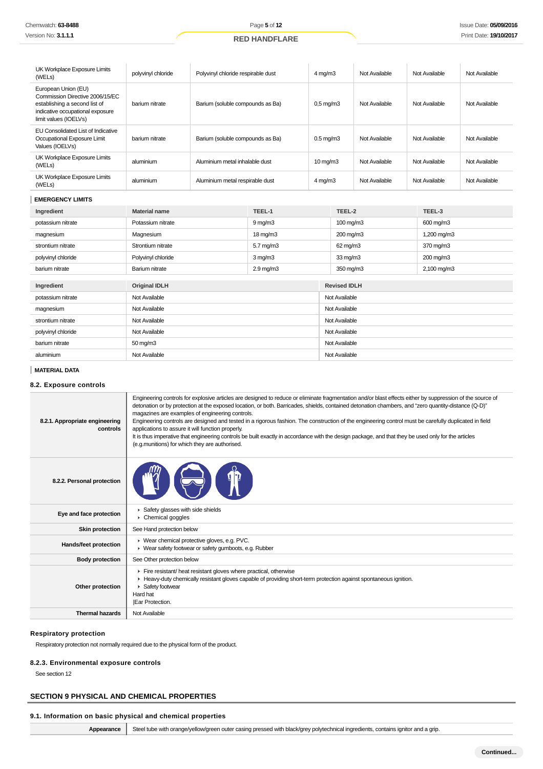| | | | | | | |
|---|---|---|---|---|---|---|
| UK Workplace Exposure Limits (WELs) | polyvinyl chloride | Polyvinyl chloride respirable dust | 4 mg/m3 | Not Available | Not Available | Not Available |
| European Union (EU) Commission Directive 2006/15/EC establishing a second list of indicative occupational exposure limit values (IOELVs) | barium nitrate | Barium (soluble compounds as Ba) | 0,5 mg/m3 | Not Available | Not Available | Not Available |
| EU Consolidated List of Indicative Occupational Exposure Limit Values (IOELVs) | barium nitrate | Barium (soluble compounds as Ba) | 0.5 mg/m3 | Not Available | Not Available | Not Available |
| UK Workplace Exposure Limits (WELs) | aluminium | Aluminium metal inhalable dust | 10 mg/m3 | Not Available | Not Available | Not Available |
| UK Workplace Exposure Limits (WELs) | aluminium | Aluminium metal respirable dust | 4 mg/m3 | Not Available | Not Available | Not Available |

**EMERGENCY LIMITS**

| Ingredient | Material name | TEEL-1 | TEEL-2 | TEEL-3 |
|---|---|---|---|---|
| potassium nitrate | Potassium nitrate | 9 mg/m3 | 100 mg/m3 | 600 mg/m3 |
| magnesium | Magnesium | 18 mg/m3 | 200 mg/m3 | 1,200 mg/m3 |
| strontium nitrate | Strontium nitrate | 5.7 mg/m3 | 62 mg/m3 | 370 mg/m3 |
| polyvinyl chloride | Polyvinyl chloride | 3 mg/m3 | 33 mg/m3 | 200 mg/m3 |
| barium nitrate | Barium nitrate | 2.9 mg/m3 | 350 mg/m3 | 2,100 mg/m3 |

| Ingredient | Original IDLH | Revised IDLH |
|---|---|---|
| potassium nitrate | Not Available | Not Available |
| magnesium | Not Available | Not Available |
| strontium nitrate | Not Available | Not Available |
| polyvinyl chloride | Not Available | Not Available |
| barium nitrate | 50 mg/m3 | Not Available |
| aluminium | Not Available | Not Available |

**MATERIAL DATA**

### 8.2. Exposure controls

| | |
|---|---|
| **8.2.1. Appropriate engineering controls** | Engineering controls for explosive articles are designed to reduce or eliminate fragmentation and/or blast effects either by suppression of the source of detonation or by protection at the exposed location, or both. Barricades, shields, contained detonation chambers, and "zero quantity-distance (Q-D)" magazines are examples of engineering controls.<br>Engineering controls are designed and tested in a rigorous fashion. The construction of the engineering control must be carefully duplicated in field applications to assure it will function properly.<br>It is thus imperative that engineering controls be built exactly in accordance with the design package, and that they be used only for the articles (e.g.munitions) for which they are authorised. |
| **8.2.2. Personal protection** | |
| **Eye and face protection** | ▸ Safety glasses with side shields<br>▸ Chemical goggles |
| **Skin protection** | See Hand protection below |
| **Hands/feet protection** | ▸ Wear chemical protective gloves, e.g. PVC.<br>▸ Wear safety footwear or safety gumboots, e.g. Rubber |
| **Body protection** | See Other protection below |
| **Other protection** | ▸ Fire resistant/ heat resistant gloves where practical, otherwise<br>▸ Heavy-duty chemically resistant gloves capable of providing short-term protection against spontaneous ignition.<br>▸ Safety footwear<br>Hard hat<br>\|Ear Protection. |
| **Thermal hazards** | Not Available |

### Respiratory protection

Respiratory protection not normally required due to the physical form of the product.

### 8.2.3. Environmental exposure controls

See section 12

## SECTION 9 PHYSICAL AND CHEMICAL PROPERTIES

### 9.1. Information on basic physical and chemical properties

| | |
|---|---|
| **Appearance** | Steel tube with orange/yellow/green outer casing pressed with black/grey polytechnical ingredients, contains ignitor and a grip. |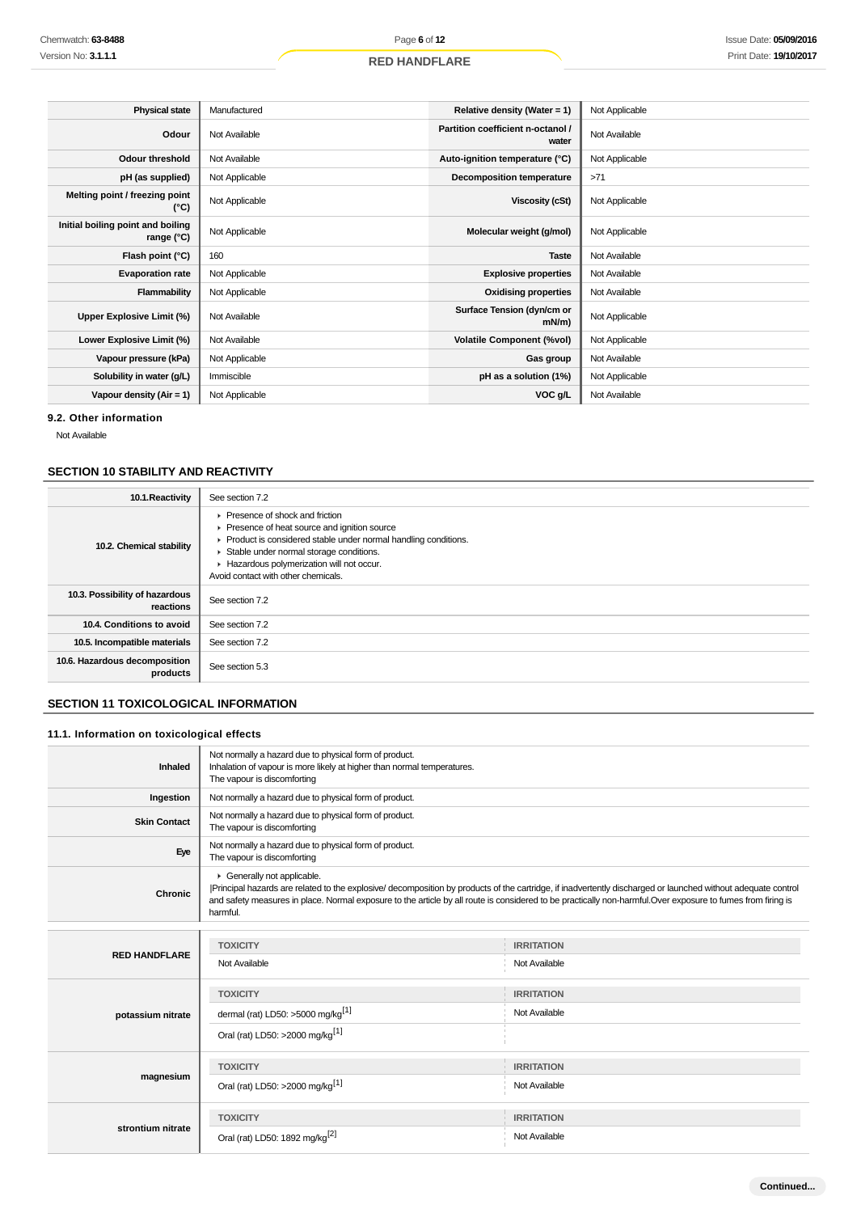| Physical state | Manufactured | Relative density (Water = 1) | Not Applicable |
|---|---|---|---|
| Odour | Not Available | Partition coefficient n-octanol / water | Not Available |
| Odour threshold | Not Available | Auto-ignition temperature (°C) | Not Applicable |
| pH (as supplied) | Not Applicable | Decomposition temperature | >71 |
| Melting point / freezing point (°C) | Not Applicable | Viscosity (cSt) | Not Applicable |
| Initial boiling point and boiling range (°C) | Not Applicable | Molecular weight (g/mol) | Not Applicable |
| Flash point (°C) | 160 | Taste | Not Available |
| Evaporation rate | Not Applicable | Explosive properties | Not Available |
| Flammability | Not Applicable | Oxidising properties | Not Available |
| Upper Explosive Limit (%) | Not Available | Surface Tension (dyn/cm or mN/m) | Not Applicable |
| Lower Explosive Limit (%) | Not Available | Volatile Component (%vol) | Not Applicable |
| Vapour pressure (kPa) | Not Applicable | Gas group | Not Available |
| Solubility in water (g/L) | Immiscible | pH as a solution (1%) | Not Applicable |
| Vapour density (Air = 1) | Not Applicable | VOC g/L | Not Available |

### 9.2. Other information

Not Available

## SECTION 10 STABILITY AND REACTIVITY

| | |
|---|---|
| 10.1.Reactivity | See section 7.2 |
| 10.2. Chemical stability | ▸ Presence of shock and friction<br>▸ Presence of heat source and ignition source<br>▸ Product is considered stable under normal handling conditions.<br>▸ Stable under normal storage conditions.<br>▸ Hazardous polymerization will not occur.<br>Avoid contact with other chemicals. |
| 10.3. Possibility of hazardous reactions | See section 7.2 |
| 10.4. Conditions to avoid | See section 7.2 |
| 10.5. Incompatible materials | See section 7.2 |
| 10.6. Hazardous decomposition products | See section 5.3 |

## SECTION 11 TOXICOLOGICAL INFORMATION

### 11.1. Information on toxicological effects

| | |
|---|---|
| Inhaled | Not normally a hazard due to physical form of product.<br>Inhalation of vapour is more likely at higher than normal temperatures.<br>The vapour is discomforting |
| Ingestion | Not normally a hazard due to physical form of product. |
| Skin Contact | Not normally a hazard due to physical form of product.<br>The vapour is discomforting |
| Eye | Not normally a hazard due to physical form of product.<br>The vapour is discomforting |
| Chronic | ▸ Generally not applicable.<br>\|Principal hazards are related to the explosive/ decomposition by products of the cartridge, if inadvertently discharged or launched without adequate control and safety measures in place. Normal exposure to the article by all route is considered to be practically non-harmful.Over exposure to fumes from firing is harmful. |

| | TOXICITY | IRRITATION |
|---|---|---|
| RED HANDFLARE | Not Available | Not Available |
| potassium nitrate | dermal (rat) LD50: >5000 mg/kg[1] | Not Available |
| | Oral (rat) LD50: >2000 mg/kg[1] | |
| magnesium | Oral (rat) LD50: >2000 mg/kg[1] | Not Available |
| strontium nitrate | Oral (rat) LD50: 1892 mg/kg[2] | Not Available |

Continued...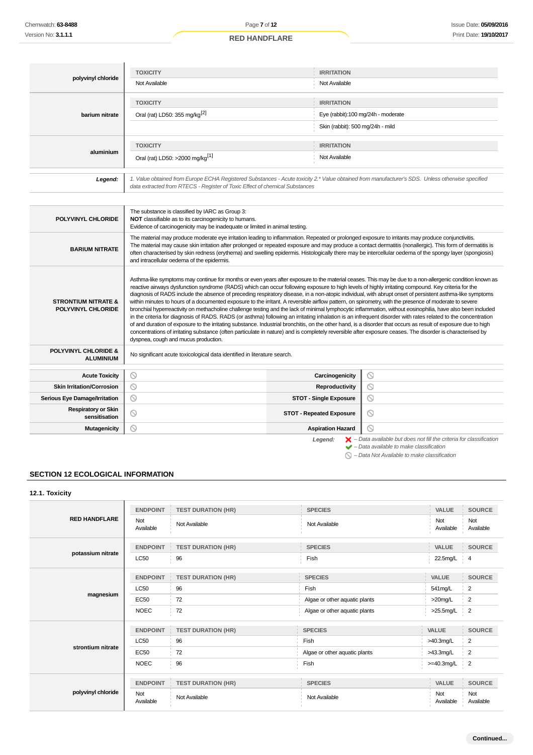| | TOXICITY | IRRITATION |
|---|---|---|
| **polyvinyl chloride** | Not Available | Not Available |

| | TOXICITY | IRRITATION |
|---|---|---|
| **barium nitrate** | Oral (rat) LD50: 355 mg/kg[2] | Eye (rabbit):100 mg/24h - moderate |
| | | Skin (rabbit): 500 mg/24h - mild |

| | TOXICITY | IRRITATION |
|---|---|---|
| **aluminium** | Oral (rat) LD50: >2000 mg/kg[1] | Not Available |

| | |
|---|---|
| ***Legend:*** | *1. Value obtained from Europe ECHA Registered Substances - Acute toxicity 2.\* Value obtained from manufacturer's SDS. Unless otherwise specified data extracted from RTECS - Register of Toxic Effect of chemical Substances* |

| | |
|---|---|
| **POLYVINYL CHLORIDE** | The substance is classified by IARC as Group 3: **NOT** classifiable as to its carcinogenicity to humans. Evidence of carcinogenicity may be inadequate or limited in animal testing. |
| **BARIUM NITRATE** | The material may produce moderate eye irritation leading to inflammation. Repeated or prolonged exposure to irritants may produce conjunctivitis. The material may cause skin irritation after prolonged or repeated exposure and may produce a contact dermatitis (nonallergic). This form of dermatitis is often characterised by skin redness (erythema) and swelling epidermis. Histologically there may be intercellular oedema of the spongy layer (spongiosis) and intracellular oedema of the epidermis. |
| **STRONTIUM NITRATE & POLYVINYL CHLORIDE** | Asthma-like symptoms may continue for months or even years after exposure to the material ceases. This may be due to a non-allergenic condition known as reactive airways dysfunction syndrome (RADS) which can occur following exposure to high levels of highly irritating compound. Key criteria for the diagnosis of RADS include the absence of preceding respiratory disease, in a non-atopic individual, with abrupt onset of persistent asthma-like symptoms within minutes to hours of a documented exposure to the irritant. A reversible airflow pattern, on spirometry, with the presence of moderate to severe bronchial hyperreactivity on methacholine challenge testing and the lack of minimal lymphocytic inflammation, without eosinophilia, have also been included in the criteria for diagnosis of RADS. RADS (or asthma) following an irritating inhalation is an infrequent disorder with rates related to the concentration of and duration of exposure to the irritating substance. Industrial bronchitis, on the other hand, is a disorder that occurs as result of exposure due to high concentrations of irritating substance (often particulate in nature) and is completely reversible after exposure ceases. The disorder is characterised by dyspnea, cough and mucus production. |
| **POLYVINYL CHLORIDE & ALUMINIUM** | No significant acute toxicological data identified in literature search. |

| | | | |
|---|---|---|---|
| **Acute Toxicity** | ⃠ | **Carcinogenicity** | ⃠ |
| **Skin Irritation/Corrosion** | ⃠ | **Reproductivity** | ⃠ |
| **Serious Eye Damage/Irritation** | ⃠ | **STOT - Single Exposure** | ⃠ |
| **Respiratory or Skin sensitisation** | ⃠ | **STOT - Repeated Exposure** | ⃠ |
| **Mutagenicity** | ⃠ | **Aspiration Hazard** | ⃠ |

***Legend:***
- ❌ *– Data available but does not fill the criteria for classification*
- ✔ *– Data available to make classification*
- ⃠ *– Data Not Available to make classification*

## SECTION 12 ECOLOGICAL INFORMATION

### 12.1. Toxicity

| | ENDPOINT | TEST DURATION (HR) | SPECIES | VALUE | SOURCE |
|---|---|---|---|---|---|
| **RED HANDFLARE** | Not Available | Not Available | Not Available | Not Available | Not Available |

| | ENDPOINT | TEST DURATION (HR) | SPECIES | VALUE | SOURCE |
|---|---|---|---|---|---|
| **potassium nitrate** | LC50 | 96 | Fish | 22.5mg/L | 4 |

| | ENDPOINT | TEST DURATION (HR) | SPECIES | VALUE | SOURCE |
|---|---|---|---|---|---|
| **magnesium** | LC50 | 96 | Fish | 541mg/L | 2 |
| | EC50 | 72 | Algae or other aquatic plants | >20mg/L | 2 |
| | NOEC | 72 | Algae or other aquatic plants | >25.5mg/L | 2 |

| | ENDPOINT | TEST DURATION (HR) | SPECIES | VALUE | SOURCE |
|---|---|---|---|---|---|
| **strontium nitrate** | LC50 | 96 | Fish | >40.3mg/L | 2 |
| | EC50 | 72 | Algae or other aquatic plants | >43.3mg/L | 2 |
| | NOEC | 96 | Fish | >=40.3mg/L | 2 |

| | ENDPOINT | TEST DURATION (HR) | SPECIES | VALUE | SOURCE |
|---|---|---|---|---|---|
| **polyvinyl chloride** | Not Available | Not Available | Not Available | Not Available | Not Available |

Continued...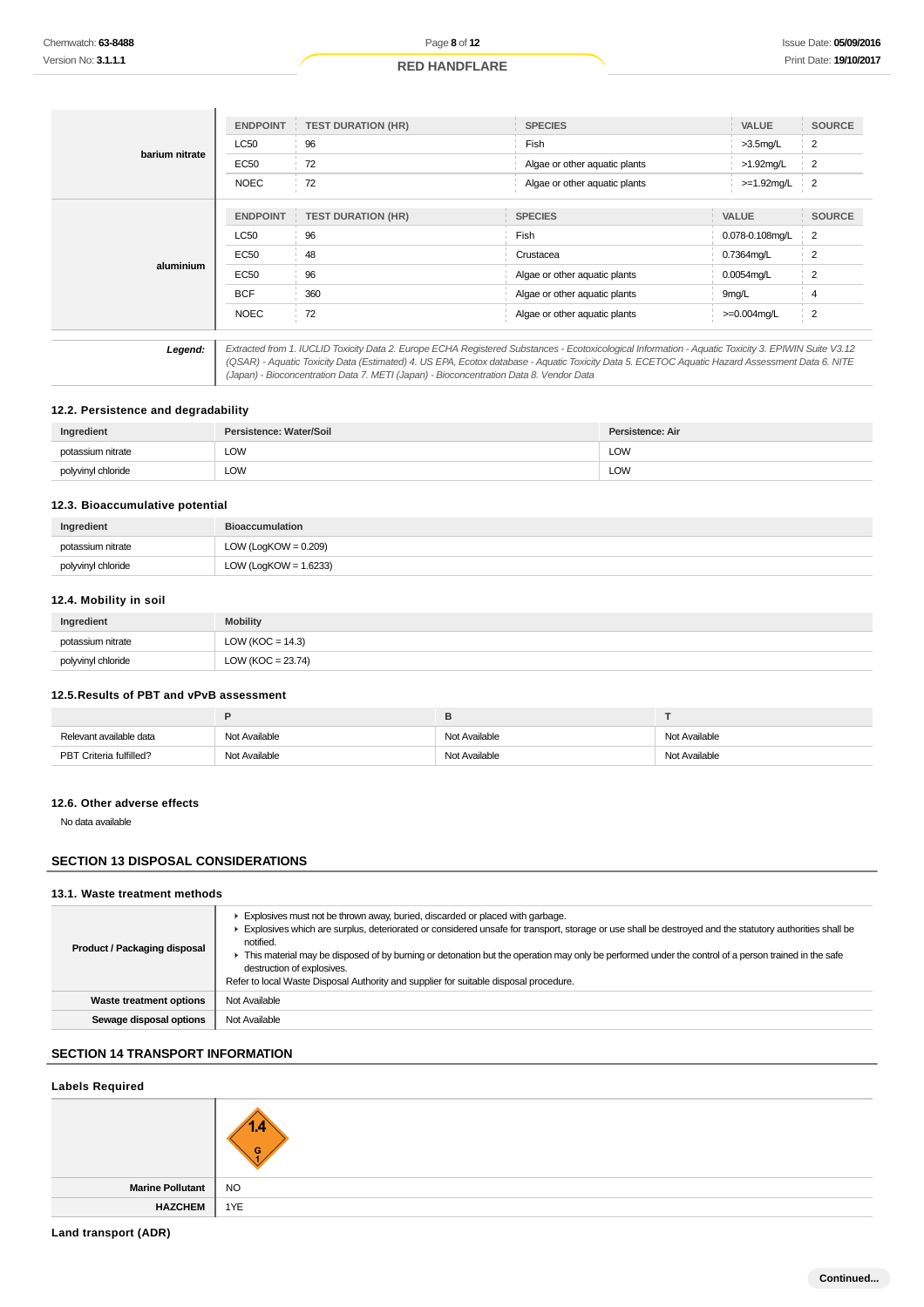| | ENDPOINT | TEST DURATION (HR) | SPECIES | VALUE | SOURCE |
|---|---|---|---|---|---|
| **barium nitrate** | LC50 | 96 | Fish | >3.5mg/L | 2 |
| | EC50 | 72 | Algae or other aquatic plants | >1.92mg/L | 2 |
| | NOEC | 72 | Algae or other aquatic plants | >=1.92mg/L | 2 |

| | ENDPOINT | TEST DURATION (HR) | SPECIES | VALUE | SOURCE |
|---|---|---|---|---|---|
| **aluminium** | LC50 | 96 | Fish | 0.078-0.108mg/L | 2 |
| | EC50 | 48 | Crustacea | 0.7364mg/L | 2 |
| | EC50 | 96 | Algae or other aquatic plants | 0.0054mg/L | 2 |
| | BCF | 360 | Algae or other aquatic plants | 9mg/L | 4 |
| | NOEC | 72 | Algae or other aquatic plants | >=0.004mg/L | 2 |

**Legend:** *Extracted from 1. IUCLID Toxicity Data 2. Europe ECHA Registered Substances - Ecotoxicological Information - Aquatic Toxicity 3. EPIWIN Suite V3.12 (QSAR) - Aquatic Toxicity Data (Estimated) 4. US EPA, Ecotox database - Aquatic Toxicity Data 5. ECETOC Aquatic Hazard Assessment Data 6. NITE (Japan) - Bioconcentration Data 7. METI (Japan) - Bioconcentration Data 8. Vendor Data*

### 12.2. Persistence and degradability

| Ingredient | Persistence: Water/Soil | Persistence: Air |
|---|---|---|
| potassium nitrate | LOW | LOW |
| polyvinyl chloride | LOW | LOW |

### 12.3. Bioaccumulative potential

| Ingredient | Bioaccumulation |
|---|---|
| potassium nitrate | LOW (LogKOW = 0.209) |
| polyvinyl chloride | LOW (LogKOW = 1.6233) |

### 12.4. Mobility in soil

| Ingredient | Mobility |
|---|---|
| potassium nitrate | LOW (KOC = 14.3) |
| polyvinyl chloride | LOW (KOC = 23.74) |

### 12.5.Results of PBT and vPvB assessment

| | P | B | T |
|---|---|---|---|
| Relevant available data | Not Available | Not Available | Not Available |
| PBT Criteria fulfilled? | Not Available | Not Available | Not Available |

### 12.6. Other adverse effects

No data available

## SECTION 13 DISPOSAL CONSIDERATIONS

### 13.1. Waste treatment methods

| | |
|---|---|
| **Product / Packaging disposal** | ▸ Explosives must not be thrown away, buried, discarded or placed with garbage.<br>▸ Explosives which are surplus, deteriorated or considered unsafe for transport, storage or use shall be destroyed and the statutory authorities shall be notified.<br>▸ This material may be disposed of by burning or detonation but the operation may only be performed under the control of a person trained in the safe destruction of explosives.<br>Refer to local Waste Disposal Authority and supplier for suitable disposal procedure. |
| **Waste treatment options** | Not Available |
| **Sewage disposal options** | Not Available |

## SECTION 14 TRANSPORT INFORMATION

### Labels Required

| | |
|---|---|
| | 1.4 G 1 |
| **Marine Pollutant** | NO |
| **HAZCHEM** | 1YE |

### Land transport (ADR)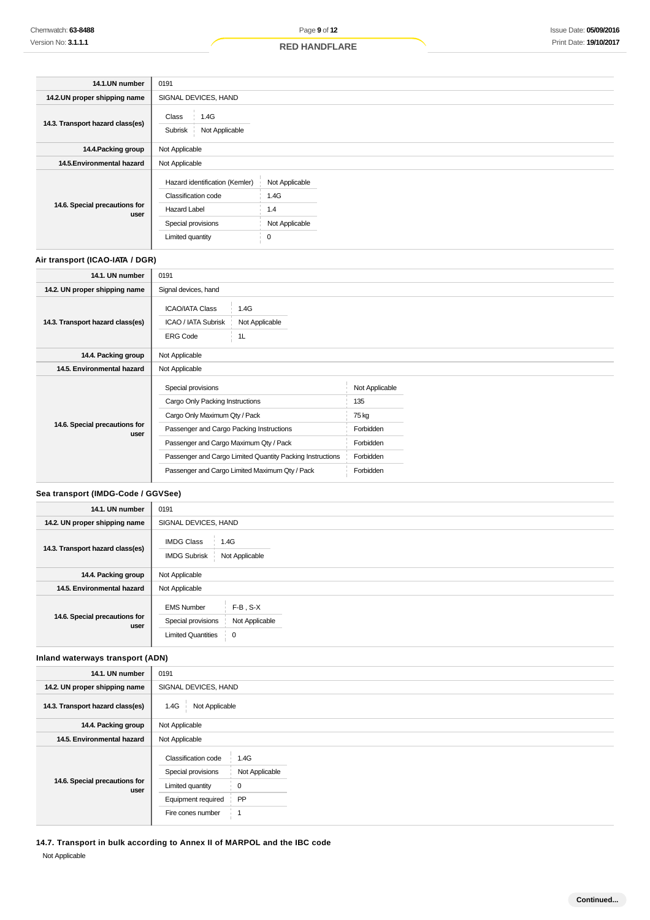| | |
|---|---|
| **14.1.UN number** | 0191 |
| **14.2.UN proper shipping name** | SIGNAL DEVICES, HAND |
| **14.3. Transport hazard class(es)** | Class: 1.4G<br>Subrisk: Not Applicable |
| **14.4.Packing group** | Not Applicable |
| **14.5.Environmental hazard** | Not Applicable |
| **14.6. Special precautions for user** | Hazard identification (Kemler): Not Applicable<br>Classification code: 1.4G<br>Hazard Label: 1.4<br>Special provisions: Not Applicable<br>Limited quantity: 0 |

### Air transport (ICAO-IATA / DGR)

| | |
|---|---|
| **14.1. UN number** | 0191 |
| **14.2. UN proper shipping name** | Signal devices, hand |
| **14.3. Transport hazard class(es)** | ICAO/IATA Class: 1.4G<br>ICAO / IATA Subrisk: Not Applicable<br>ERG Code: 1L |
| **14.4. Packing group** | Not Applicable |
| **14.5. Environmental hazard** | Not Applicable |
| **14.6. Special precautions for user** | Special provisions: Not Applicable<br>Cargo Only Packing Instructions: 135<br>Cargo Only Maximum Qty / Pack: 75 kg<br>Passenger and Cargo Packing Instructions: Forbidden<br>Passenger and Cargo Maximum Qty / Pack: Forbidden<br>Passenger and Cargo Limited Quantity Packing Instructions: Forbidden<br>Passenger and Cargo Limited Maximum Qty / Pack: Forbidden |

### Sea transport (IMDG-Code / GGVSee)

| | |
|---|---|
| **14.1. UN number** | 0191 |
| **14.2. UN proper shipping name** | SIGNAL DEVICES, HAND |
| **14.3. Transport hazard class(es)** | IMDG Class: 1.4G<br>IMDG Subrisk: Not Applicable |
| **14.4. Packing group** | Not Applicable |
| **14.5. Environmental hazard** | Not Applicable |
| **14.6. Special precautions for user** | EMS Number: F-B , S-X<br>Special provisions: Not Applicable<br>Limited Quantities: 0 |

### Inland waterways transport (ADN)

| | |
|---|---|
| **14.1. UN number** | 0191 |
| **14.2. UN proper shipping name** | SIGNAL DEVICES, HAND |
| **14.3. Transport hazard class(es)** | 1.4G / Not Applicable |
| **14.4. Packing group** | Not Applicable |
| **14.5. Environmental hazard** | Not Applicable |
| **14.6. Special precautions for user** | Classification code: 1.4G<br>Special provisions: Not Applicable<br>Limited quantity: 0<br>Equipment required: PP<br>Fire cones number: 1 |

### 14.7. Transport in bulk according to Annex II of MARPOL and the IBC code

Not Applicable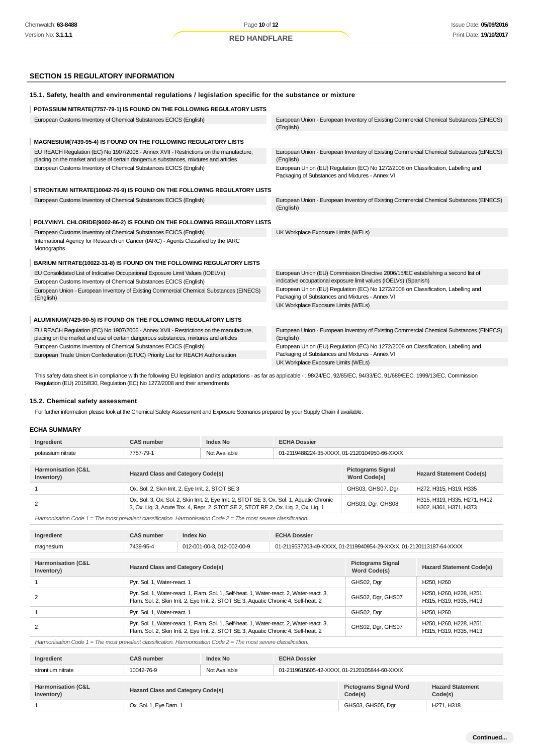## SECTION 15 REGULATORY INFORMATION

### 15.1. Safety, health and environmental regulations / legislation specific for the substance or mixture

**POTASSIUM NITRATE(7757-79-1) IS FOUND ON THE FOLLOWING REGULATORY LISTS**

| | |
|---|---|
| European Customs Inventory of Chemical Substances ECICS (English) | European Union - European Inventory of Existing Commercial Chemical Substances (EINECS) (English) |

**MAGNESIUM(7439-95-4) IS FOUND ON THE FOLLOWING REGULATORY LISTS**

| | |
|---|---|
| EU REACH Regulation (EC) No 1907/2006 - Annex XVII - Restrictions on the manufacture, placing on the market and use of certain dangerous substances, mixtures and articles | European Union - European Inventory of Existing Commercial Chemical Substances (EINECS) (English) |
| European Customs Inventory of Chemical Substances ECICS (English) | European Union (EU) Regulation (EC) No 1272/2008 on Classification, Labelling and Packaging of Substances and Mixtures - Annex VI |

**STRONTIUM NITRATE(10042-76-9) IS FOUND ON THE FOLLOWING REGULATORY LISTS**

| | |
|---|---|
| European Customs Inventory of Chemical Substances ECICS (English) | European Union - European Inventory of Existing Commercial Chemical Substances (EINECS) (English) |

**POLYVINYL CHLORIDE(9002-86-2) IS FOUND ON THE FOLLOWING REGULATORY LISTS**

| | |
|---|---|
| European Customs Inventory of Chemical Substances ECICS (English) | UK Workplace Exposure Limits (WELs) |
| International Agency for Research on Cancer (IARC) - Agents Classified by the IARC Monographs | |

**BARIUM NITRATE(10022-31-8) IS FOUND ON THE FOLLOWING REGULATORY LISTS**

| | |
|---|---|
| EU Consolidated List of Indicative Occupational Exposure Limit Values (IOELVs) | European Union (EU) Commission Directive 2006/15/EC establishing a second list of indicative occupational exposure limit values (IOELVs) (Spanish) |
| European Customs Inventory of Chemical Substances ECICS (English) | European Union (EU) Regulation (EC) No 1272/2008 on Classification, Labelling and Packaging of Substances and Mixtures - Annex VI |
| European Union - European Inventory of Existing Commercial Chemical Substances (EINECS) (English) | UK Workplace Exposure Limits (WELs) |

**ALUMINIUM(7429-90-5) IS FOUND ON THE FOLLOWING REGULATORY LISTS**

| | |
|---|---|
| EU REACH Regulation (EC) No 1907/2006 - Annex XVII - Restrictions on the manufacture, placing on the market and use of certain dangerous substances, mixtures and articles | European Union - European Inventory of Existing Commercial Chemical Substances (EINECS) (English) |
| European Customs Inventory of Chemical Substances ECICS (English) | European Union (EU) Regulation (EC) No 1272/2008 on Classification, Labelling and Packaging of Substances and Mixtures - Annex VI |
| European Trade Union Confederation (ETUC) Priority List for REACH Authorisation | UK Workplace Exposure Limits (WELs) |

This safety data sheet is in compliance with the following EU legislation and its adaptations - as far as applicable - : 98/24/EC, 92/85/EC, 94/33/EC, 91/689/EEC, 1999/13/EC, Commission Regulation (EU) 2015/830, Regulation (EC) No 1272/2008 and their amendments

### 15.2. Chemical safety assessment

For further information please look at the Chemical Safety Assessment and Exposure Scenarios prepared by your Supply Chain if available.

### ECHA SUMMARY

| Ingredient | CAS number | Index No | ECHA Dossier |
|---|---|---|---|
| potassium nitrate | 7757-79-1 | Not Available | 01-2119488224-35-XXXX, 01-2120104950-66-XXXX |

| Harmonisation (C&L Inventory) | Hazard Class and Category Code(s) | Pictograms Signal Word Code(s) | Hazard Statement Code(s) |
|---|---|---|---|
| 1 | Ox. Sol. 2, Skin Irrit. 2, Eye Irrit. 2, STOT SE 3 | GHS03, GHS07, Dgr | H272, H315, H319, H335 |
| 2 | Ox. Sol. 3, Ox. Sol. 2, Skin Irrit. 2, Eye Irrit. 2, STOT SE 3, Ox. Sol. 1, Aquatic Chronic 3, Ox. Liq. 3, Acute Tox. 4, Repr. 2, STOT SE 2, STOT RE 2, Ox. Liq. 2, Ox. Liq. 1 | GHS03, Dgr, GHS08 | H315, H319, H335, H271, H412, H302, H361, H371, H373 |

*Harmonisation Code 1 = The most prevalent classification. Harmonisation Code 2 = The most severe classification.*

| Ingredient | CAS number | Index No | ECHA Dossier |
|---|---|---|---|
| magnesium | 7439-95-4 | 012-001-00-3, 012-002-00-9 | 01-2119537203-49-XXXX, 01-2119940954-29-XXXX, 01-2120113187-64-XXXX |

| Harmonisation (C&L Inventory) | Hazard Class and Category Code(s) | Pictograms Signal Word Code(s) | Hazard Statement Code(s) |
|---|---|---|---|
| 1 | Pyr. Sol. 1, Water-react. 1 | GHS02, Dgr | H250, H260 |
| 2 | Pyr. Sol. 1, Water-react. 1, Flam. Sol. 1, Self-heat. 1, Water-react. 2, Water-react. 3, Flam. Sol. 2, Skin Irrit. 2, Eye Irrit. 2, STOT SE 3, Aquatic Chronic 4, Self-heat. 2 | GHS02, Dgr, GHS07 | H250, H260, H228, H251, H315, H319, H335, H413 |
| 1 | Pyr. Sol. 1, Water-react. 1 | GHS02, Dgr | H250, H260 |
| 2 | Pyr. Sol. 1, Water-react. 1, Flam. Sol. 1, Self-heat. 1, Water-react. 2, Water-react. 3, Flam. Sol. 2, Skin Irrit. 2, Eye Irrit. 2, STOT SE 3, Aquatic Chronic 4, Self-heat. 2 | GHS02, Dgr, GHS07 | H250, H260, H228, H251, H315, H319, H335, H413 |

*Harmonisation Code 1 = The most prevalent classification. Harmonisation Code 2 = The most severe classification.*

| Ingredient | CAS number | Index No | ECHA Dossier |
|---|---|---|---|
| strontium nitrate | 10042-76-9 | Not Available | 01-2119615605-42-XXXX, 01-2120105844-60-XXXX |

| Harmonisation (C&L Inventory) | Hazard Class and Category Code(s) | Pictograms Signal Word Code(s) | Hazard Statement Code(s) |
|---|---|---|---|
| 1 | Ox. Sol. 1, Eye Dam. 1 | GHS03, GHS05, Dgr | H271, H318 |

**Continued...**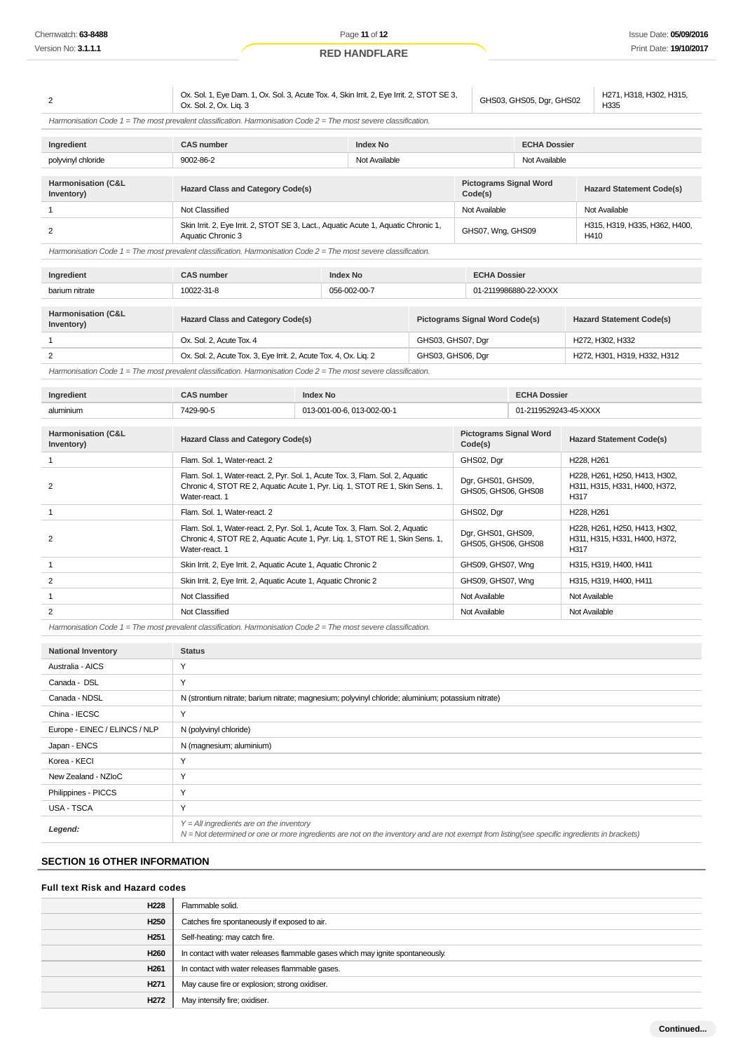| | | | |
|---|---|---|---|
| 2 | Ox. Sol. 1, Eye Dam. 1, Ox. Sol. 3, Acute Tox. 4, Skin Irrit. 2, Eye Irrit. 2, STOT SE 3, Ox. Sol. 2, Ox. Liq. 3 | GHS03, GHS05, Dgr, GHS02 | H271, H318, H302, H315, H335 |

*Harmonisation Code 1 = The most prevalent classification. Harmonisation Code 2 = The most severe classification.*

| Ingredient | CAS number | Index No | ECHA Dossier |
|---|---|---|---|
| polyvinyl chloride | 9002-86-2 | Not Available | Not Available |

| Harmonisation (C&L Inventory) | Hazard Class and Category Code(s) | Pictograms Signal Word Code(s) | Hazard Statement Code(s) |
|---|---|---|---|
| 1 | Not Classified | Not Available | Not Available |
| 2 | Skin Irrit. 2, Eye Irrit. 2, STOT SE 3, Lact., Aquatic Acute 1, Aquatic Chronic 1, Aquatic Chronic 3 | GHS07, Wng, GHS09 | H315, H319, H335, H362, H400, H410 |

*Harmonisation Code 1 = The most prevalent classification. Harmonisation Code 2 = The most severe classification.*

| Ingredient | CAS number | Index No | ECHA Dossier |
|---|---|---|---|
| barium nitrate | 10022-31-8 | 056-002-00-7 | 01-2119986880-22-XXXX |

| Harmonisation (C&L Inventory) | Hazard Class and Category Code(s) | Pictograms Signal Word Code(s) | Hazard Statement Code(s) |
|---|---|---|---|
| 1 | Ox. Sol. 2, Acute Tox. 4 | GHS03, GHS07, Dgr | H272, H302, H332 |
| 2 | Ox. Sol. 2, Acute Tox. 3, Eye Irrit. 2, Acute Tox. 4, Ox. Liq. 2 | GHS03, GHS06, Dgr | H272, H301, H319, H332, H312 |

*Harmonisation Code 1 = The most prevalent classification. Harmonisation Code 2 = The most severe classification.*

| Ingredient | CAS number | Index No | ECHA Dossier |
|---|---|---|---|
| aluminium | 7429-90-5 | 013-001-00-6, 013-002-00-1 | 01-2119529243-45-XXXX |

| Harmonisation (C&L Inventory) | Hazard Class and Category Code(s) | Pictograms Signal Word Code(s) | Hazard Statement Code(s) |
|---|---|---|---|
| 1 | Flam. Sol. 1, Water-react. 2 | GHS02, Dgr | H228, H261 |
| 2 | Flam. Sol. 1, Water-react. 2, Pyr. Sol. 1, Acute Tox. 3, Flam. Sol. 2, Aquatic Chronic 4, STOT RE 2, Aquatic Acute 1, Pyr. Liq. 1, STOT RE 1, Skin Sens. 1, Water-react. 1 | Dgr, GHS01, GHS09, GHS05, GHS06, GHS08 | H228, H261, H250, H413, H302, H311, H315, H331, H400, H372, H317 |
| 1 | Flam. Sol. 1, Water-react. 2 | GHS02, Dgr | H228, H261 |
| 2 | Flam. Sol. 1, Water-react. 2, Pyr. Sol. 1, Acute Tox. 3, Flam. Sol. 2, Aquatic Chronic 4, STOT RE 2, Aquatic Acute 1, Pyr. Liq. 1, STOT RE 1, Skin Sens. 1, Water-react. 1 | Dgr, GHS01, GHS09, GHS05, GHS06, GHS08 | H228, H261, H250, H413, H302, H311, H315, H331, H400, H372, H317 |
| 1 | Skin Irrit. 2, Eye Irrit. 2, Aquatic Acute 1, Aquatic Chronic 2 | GHS09, GHS07, Wng | H315, H319, H400, H411 |
| 2 | Skin Irrit. 2, Eye Irrit. 2, Aquatic Acute 1, Aquatic Chronic 2 | GHS09, GHS07, Wng | H315, H319, H400, H411 |
| 1 | Not Classified | Not Available | Not Available |
| 2 | Not Classified | Not Available | Not Available |

*Harmonisation Code 1 = The most prevalent classification. Harmonisation Code 2 = The most severe classification.*

| National Inventory | Status |
|---|---|
| Australia - AICS | Y |
| Canada - DSL | Y |
| Canada - NDSL | N (strontium nitrate; barium nitrate; magnesium; polyvinyl chloride; aluminium; potassium nitrate) |
| China - IECSC | Y |
| Europe - EINEC / ELINCS / NLP | N (polyvinyl chloride) |
| Japan - ENCS | N (magnesium; aluminium) |
| Korea - KECI | Y |
| New Zealand - NZIoC | Y |
| Philippines - PICCS | Y |
| USA - TSCA | Y |
| ***Legend:*** | *Y = All ingredients are on the inventory*<br>*N = Not determined or one or more ingredients are not on the inventory and are not exempt from listing(see specific ingredients in brackets)* |

## SECTION 16 OTHER INFORMATION

### Full text Risk and Hazard codes

| | |
|---|---|
| **H228** | Flammable solid. |
| **H250** | Catches fire spontaneously if exposed to air. |
| **H251** | Self-heating: may catch fire. |
| **H260** | In contact with water releases flammable gases which may ignite spontaneously. |
| **H261** | In contact with water releases flammable gases. |
| **H271** | May cause fire or explosion; strong oxidiser. |
| **H272** | May intensify fire; oxidiser. |

**Continued...**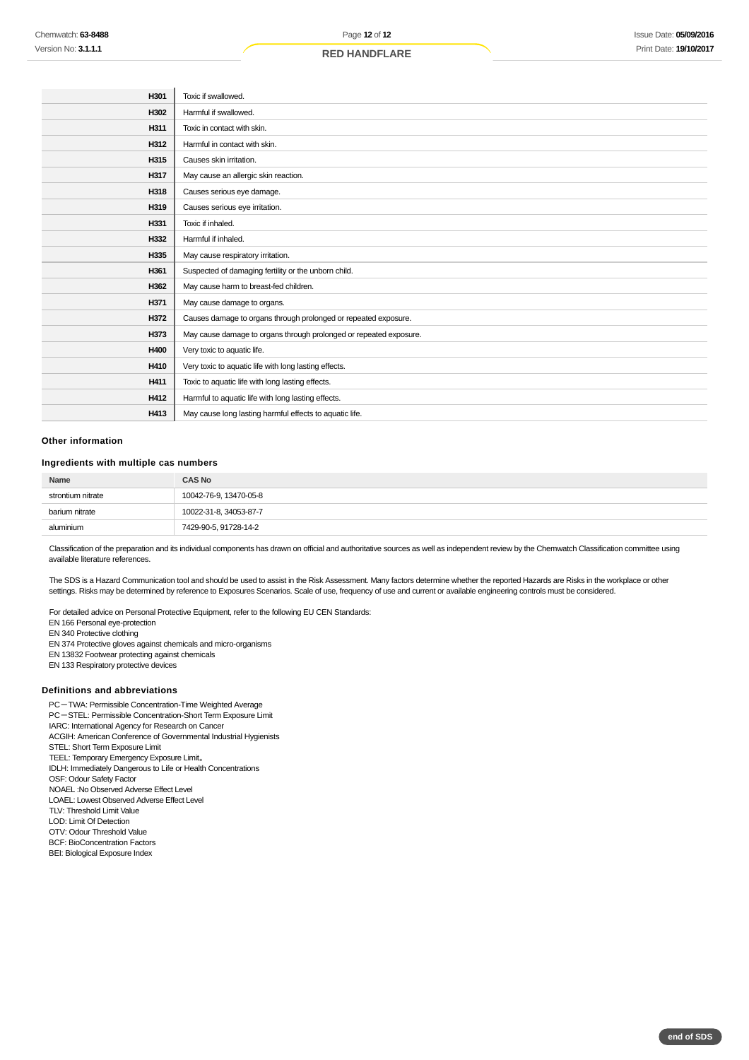| | |
|---|---|
| **H301** | Toxic if swallowed. |
| **H302** | Harmful if swallowed. |
| **H311** | Toxic in contact with skin. |
| **H312** | Harmful in contact with skin. |
| **H315** | Causes skin irritation. |
| **H317** | May cause an allergic skin reaction. |
| **H318** | Causes serious eye damage. |
| **H319** | Causes serious eye irritation. |
| **H331** | Toxic if inhaled. |
| **H332** | Harmful if inhaled. |
| **H335** | May cause respiratory irritation. |
| **H361** | Suspected of damaging fertility or the unborn child. |
| **H362** | May cause harm to breast-fed children. |
| **H371** | May cause damage to organs. |
| **H372** | Causes damage to organs through prolonged or repeated exposure. |
| **H373** | May cause damage to organs through prolonged or repeated exposure. |
| **H400** | Very toxic to aquatic life. |
| **H410** | Very toxic to aquatic life with long lasting effects. |
| **H411** | Toxic to aquatic life with long lasting effects. |
| **H412** | Harmful to aquatic life with long lasting effects. |
| **H413** | May cause long lasting harmful effects to aquatic life. |

### Other information

### Ingredients with multiple cas numbers

| Name | CAS No |
|---|---|
| strontium nitrate | 10042-76-9, 13470-05-8 |
| barium nitrate | 10022-31-8, 34053-87-7 |
| aluminium | 7429-90-5, 91728-14-2 |

Classification of the preparation and its individual components has drawn on official and authoritative sources as well as independent review by the Chemwatch Classification committee using available literature references.

The SDS is a Hazard Communication tool and should be used to assist in the Risk Assessment. Many factors determine whether the reported Hazards are Risks in the workplace or other settings. Risks may be determined by reference to Exposures Scenarios. Scale of use, frequency of use and current or available engineering controls must be considered.

For detailed advice on Personal Protective Equipment, refer to the following EU CEN Standards:
EN 166 Personal eye-protection
EN 340 Protective clothing
EN 374 Protective gloves against chemicals and micro-organisms
EN 13832 Footwear protecting against chemicals
EN 133 Respiratory protective devices

### Definitions and abbreviations

PC－TWA: Permissible Concentration-Time Weighted Average
PC－STEL: Permissible Concentration-Short Term Exposure Limit
IARC: International Agency for Research on Cancer
ACGIH: American Conference of Governmental Industrial Hygienists
STEL: Short Term Exposure Limit
TEEL: Temporary Emergency Exposure Limit。
IDLH: Immediately Dangerous to Life or Health Concentrations
OSF: Odour Safety Factor
NOAEL :No Observed Adverse Effect Level
LOAEL: Lowest Observed Adverse Effect Level
TLV: Threshold Limit Value
LOD: Limit Of Detection
OTV: Odour Threshold Value
BCF: BioConcentration Factors
BEI: Biological Exposure Index

end of SDS